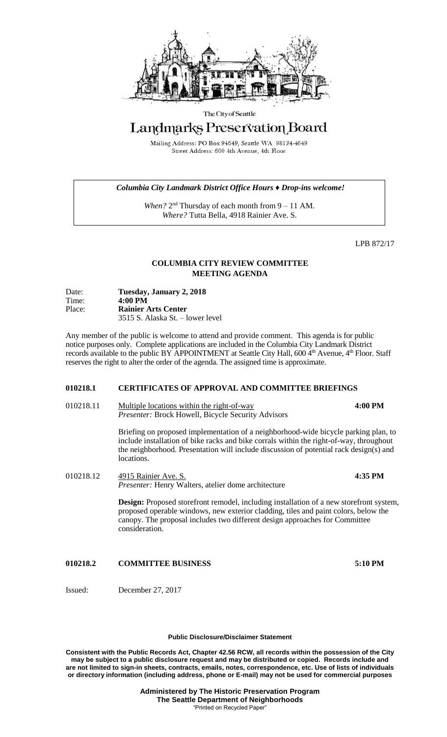The City of Seattle

# Landmarks Preservation Board

Mailing Address: PO Box 94649, Seattle WA 98124-4649
Street Address: 600 4th Avenue, 4th Floor

***Columbia City Landmark District Office Hours ♦ Drop-ins welcome!***

*When?* 2nd Thursday of each month from 9 – 11 AM.
*Where?* Tutta Bella, 4918 Rainier Ave. S.

LPB 872/17

## COLUMBIA CITY REVIEW COMMITTEE
## MEETING AGENDA

Date: **Tuesday, January 2, 2018**
Time: **4:00 PM**
Place: **Rainier Arts Center**
3515 S. Alaska St. – lower level

Any member of the public is welcome to attend and provide comment. This agenda is for public notice purposes only. Complete applications are included in the Columbia City Landmark District records available to the public BY APPOINTMENT at Seattle City Hall, 600 4th Avenue, 4th Floor. Staff reserves the right to alter the order of the agenda. The assigned time is approximate.

### 010218.1 CERTIFICATES OF APPROVAL AND COMMITTEE BRIEFINGS

010218.11 Multiple locations within the right-of-way **4:00 PM**
*Presenter:* Brock Howell, Bicycle Security Advisors

Briefing on proposed implementation of a neighborhood-wide bicycle parking plan, to include installation of bike racks and bike corrals within the right-of-way, throughout the neighborhood. Presentation will include discussion of potential rack design(s) and locations.

010218.12 4915 Rainier Ave. S. **4:35 PM**
*Presenter:* Henry Walters, atelier dome architecture

**Design:** Proposed storefront remodel, including installation of a new storefront system, proposed operable windows, new exterior cladding, tiles and paint colors, below the canopy. The proposal includes two different design approaches for Committee consideration.

### 010218.2 COMMITTEE BUSINESS **5:10 PM**

Issued: December 27, 2017

**Public Disclosure/Disclaimer Statement**

**Consistent with the Public Records Act, Chapter 42.56 RCW, all records within the possession of the City may be subject to a public disclosure request and may be distributed or copied. Records include and are not limited to sign-in sheets, contracts, emails, notes, correspondence, etc. Use of lists of individuals or directory information (including address, phone or E-mail) may not be used for commercial purposes**

**Administered by The Historic Preservation Program**
**The Seattle Department of Neighborhoods**
"Printed on Recycled Paper"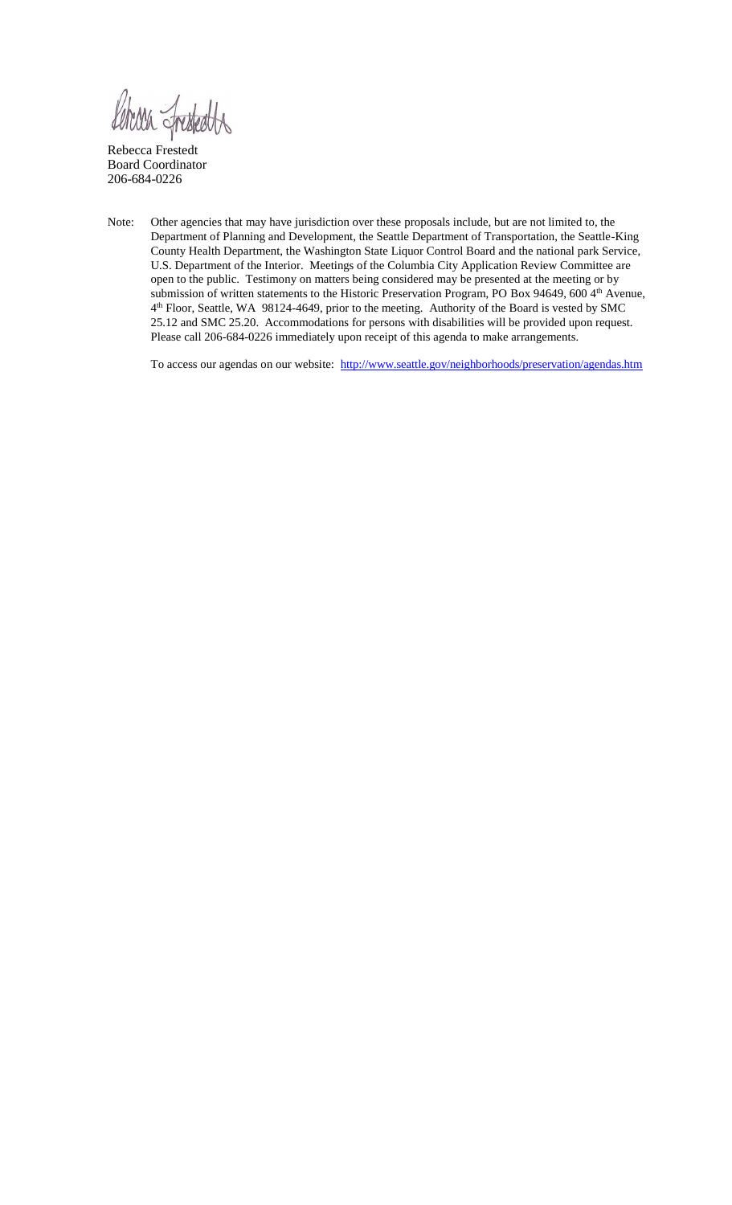Rebecca Frestedt
Board Coordinator
206-684-0226

Note: Other agencies that may have jurisdiction over these proposals include, but are not limited to, the Department of Planning and Development, the Seattle Department of Transportation, the Seattle-King County Health Department, the Washington State Liquor Control Board and the national park Service, U.S. Department of the Interior. Meetings of the Columbia City Application Review Committee are open to the public. Testimony on matters being considered may be presented at the meeting or by submission of written statements to the Historic Preservation Program, PO Box 94649, 600 4th Avenue, 4th Floor, Seattle, WA 98124-4649, prior to the meeting. Authority of the Board is vested by SMC 25.12 and SMC 25.20. Accommodations for persons with disabilities will be provided upon request. Please call 206-684-0226 immediately upon receipt of this agenda to make arrangements.

To access our agendas on our website: http://www.seattle.gov/neighborhoods/preservation/agendas.htm